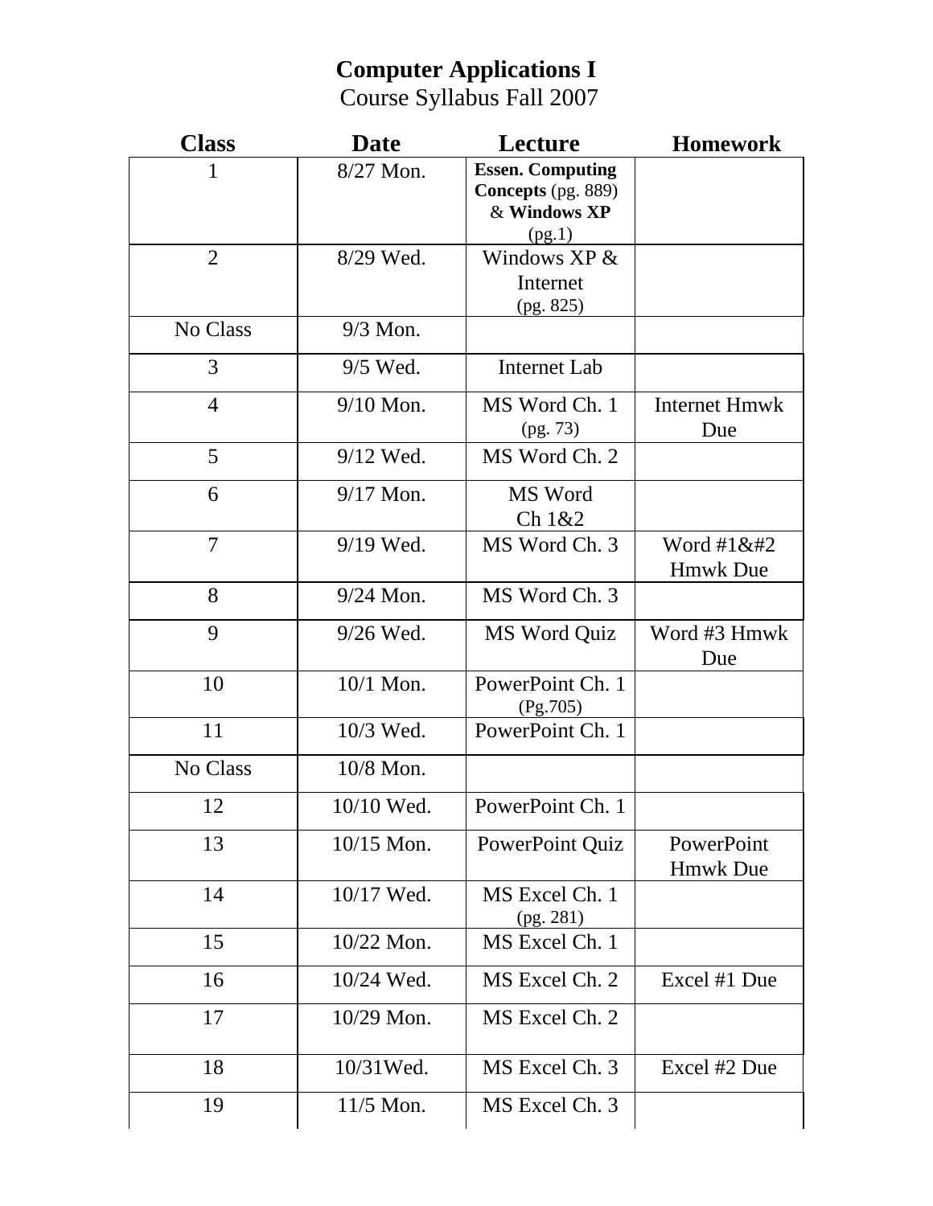# Computer Applications I

Course Syllabus Fall 2007

| Class | Date | Lecture | Homework |
|---|---|---|---|
| 1 | 8/27 Mon. | **Essen. Computing Concepts** (pg. 889) & **Windows XP** (pg.1) | |
| 2 | 8/29 Wed. | Windows XP & Internet (pg. 825) | |
| No Class | 9/3 Mon. | | |
| 3 | 9/5 Wed. | Internet Lab | |
| 4 | 9/10 Mon. | MS Word Ch. 1 (pg. 73) | Internet Hmwk Due |
| 5 | 9/12 Wed. | MS Word Ch. 2 | |
| 6 | 9/17 Mon. | MS Word Ch 1&2 | |
| 7 | 9/19 Wed. | MS Word Ch. 3 | Word #1&#2 Hmwk Due |
| 8 | 9/24 Mon. | MS Word Ch. 3 | |
| 9 | 9/26 Wed. | MS Word Quiz | Word #3 Hmwk Due |
| 10 | 10/1 Mon. | PowerPoint Ch. 1 (Pg.705) | |
| 11 | 10/3 Wed. | PowerPoint Ch. 1 | |
| No Class | 10/8 Mon. | | |
| 12 | 10/10 Wed. | PowerPoint Ch. 1 | |
| 13 | 10/15 Mon. | PowerPoint Quiz | PowerPoint Hmwk Due |
| 14 | 10/17 Wed. | MS Excel Ch. 1 (pg. 281) | |
| 15 | 10/22 Mon. | MS Excel Ch. 1 | |
| 16 | 10/24 Wed. | MS Excel Ch. 2 | Excel #1 Due |
| 17 | 10/29 Mon. | MS Excel Ch. 2 | |
| 18 | 10/31Wed. | MS Excel Ch. 3 | Excel #2 Due |
| 19 | 11/5 Mon. | MS Excel Ch. 3 | |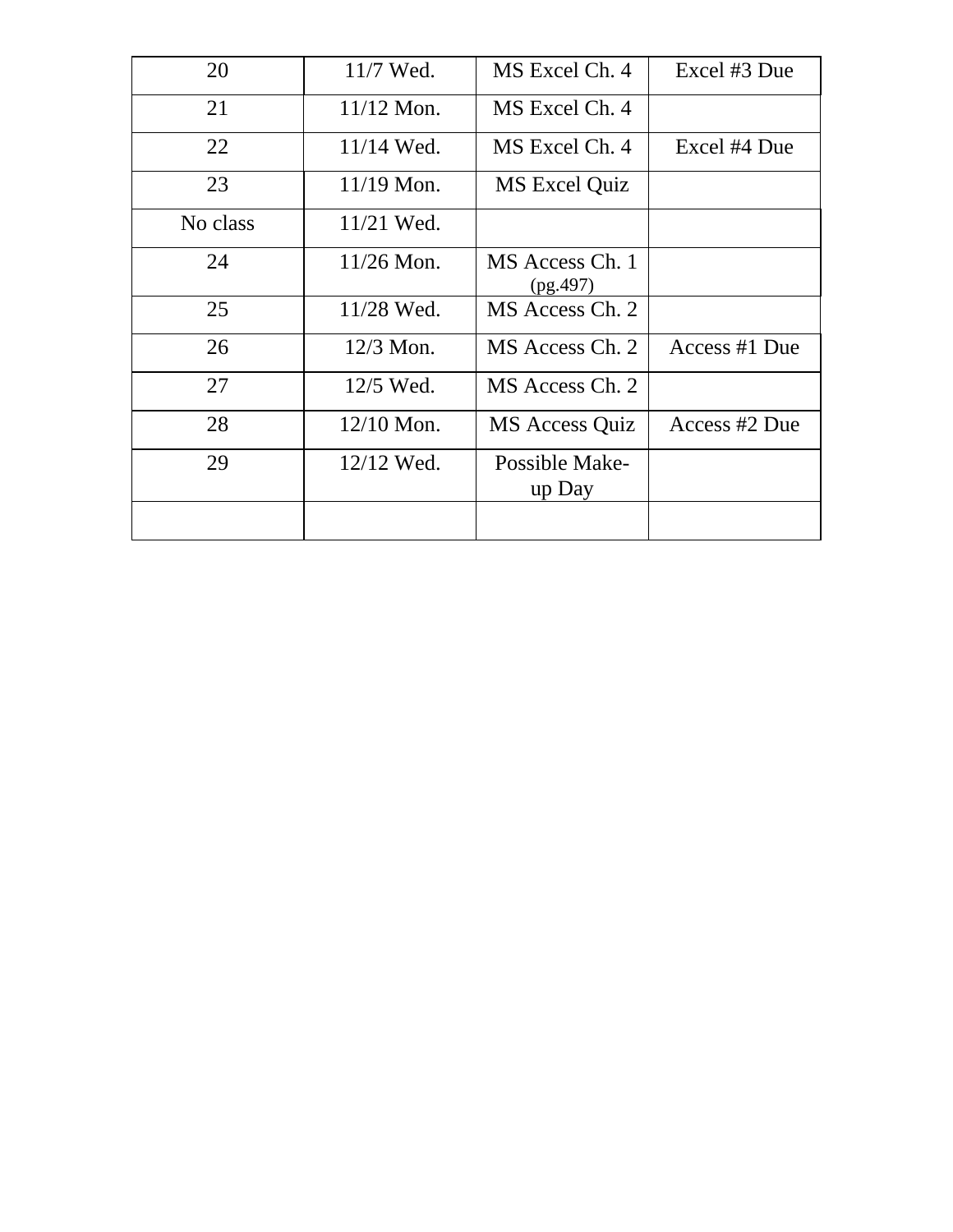| | | | |
|---|---|---|---|
| 20 | 11/7 Wed. | MS Excel Ch. 4 | Excel #3 Due |
| 21 | 11/12 Mon. | MS Excel Ch. 4 | |
| 22 | 11/14 Wed. | MS Excel Ch. 4 | Excel #4 Due |
| 23 | 11/19 Mon. | MS Excel Quiz | |
| No class | 11/21 Wed. | | |
| 24 | 11/26 Mon. | MS Access Ch. 1 (pg.497) | |
| 25 | 11/28 Wed. | MS Access Ch. 2 | |
| 26 | 12/3 Mon. | MS Access Ch. 2 | Access #1 Due |
| 27 | 12/5 Wed. | MS Access Ch. 2 | |
| 28 | 12/10 Mon. | MS Access Quiz | Access #2 Due |
| 29 | 12/12 Wed. | Possible Make-up Day | |
| | | | |